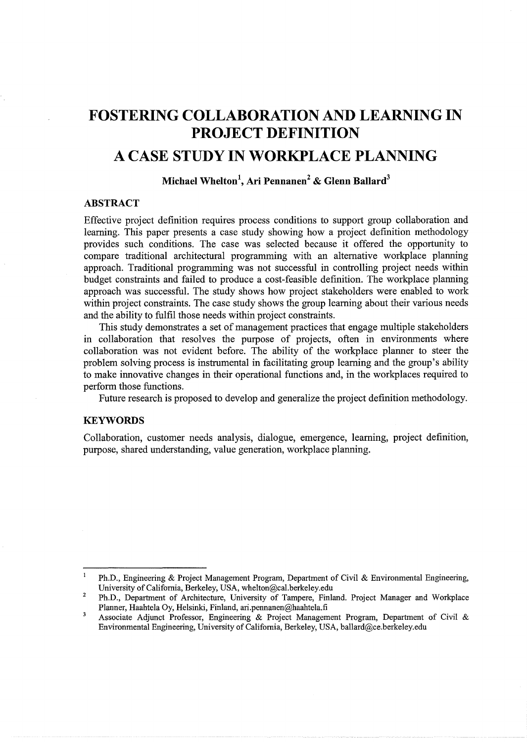# FOSTERING COLLABORATION AND LEARNING IN PROJECT DEFINITION

# A CASE STUDY IN WORKPLACE PLANNING

**Michael Whelton[1], Ari Pennanen[2] & Glenn Ballard[3]**

## ABSTRACT

Effective project definition requires process conditions to support group collaboration and learning. This paper presents a case study showing how a project definition methodology provides such conditions. The case was selected because it offered the opportunity to compare traditional architectural programming with an alternative workplace planning approach. Traditional programming was not successful in controlling project needs within budget constraints and failed to produce a cost-feasible definition. The workplace planning approach was successful. The study shows how project stakeholders were enabled to work within project constraints. The case study shows the group learning about their various needs and the ability to fulfil those needs within project constraints.

This study demonstrates a set of management practices that engage multiple stakeholders in collaboration that resolves the purpose of projects, often in environments where collaboration was not evident before. The ability of the workplace planner to steer the problem solving process is instrumental in facilitating group learning and the group's ability to make innovative changes in their operational functions and, in the workplaces required to perform those functions.

Future research is proposed to develop and generalize the project definition methodology.

## KEYWORDS

Collaboration, customer needs analysis, dialogue, emergence, learning, project definition, purpose, shared understanding, value generation, workplace planning.

---

[1] Ph.D., Engineering & Project Management Program, Department of Civil & Environmental Engineering, University of California, Berkeley, USA, whelton@cal.berkeley.edu

[2] Ph.D., Department of Architecture, University of Tampere, Finland. Project Manager and Workplace Planner, Haahtela Oy, Helsinki, Finland, ari.pennanen@haahtela.fi

[3] Associate Adjunct Professor, Engineering & Project Management Program, Department of Civil & Environmental Engineering, University of California, Berkeley, USA, ballard@ce.berkeley.edu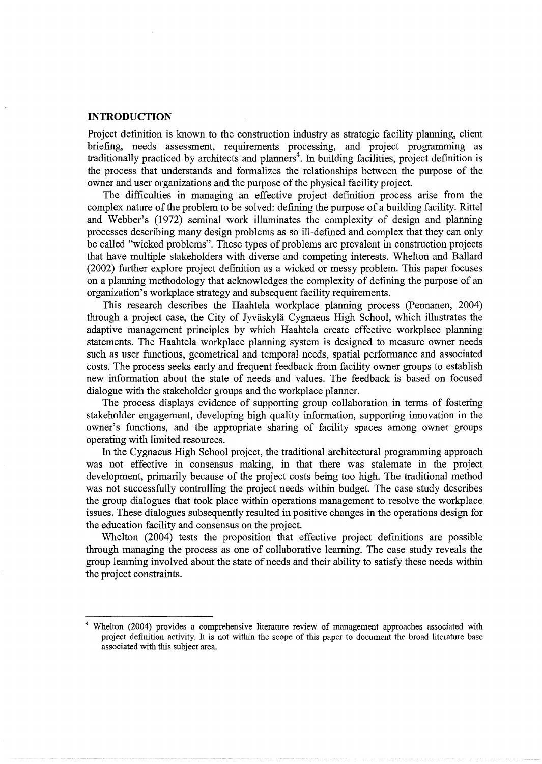## INTRODUCTION

Project definition is known to the construction industry as strategic facility planning, client briefing, needs assessment, requirements processing, and project programming as traditionally practiced by architects and planners[4]. In building facilities, project definition is the process that understands and formalizes the relationships between the purpose of the owner and user organizations and the purpose of the physical facility project.

The difficulties in managing an effective project definition process arise from the complex nature of the problem to be solved: defining the purpose of a building facility. Rittel and Webber's (1972) seminal work illuminates the complexity of design and planning processes describing many design problems as so ill-defined and complex that they can only be called "wicked problems". These types of problems are prevalent in construction projects that have multiple stakeholders with diverse and competing interests. Whelton and Ballard (2002) further explore project definition as a wicked or messy problem. This paper focuses on a planning methodology that acknowledges the complexity of defining the purpose of an organization's workplace strategy and subsequent facility requirements.

This research describes the Haahtela workplace planning process (Pennanen, 2004) through a project case, the City of Jyväskylä Cygnaeus High School, which illustrates the adaptive management principles by which Haahtela create effective workplace planning statements. The Haahtela workplace planning system is designed to measure owner needs such as user functions, geometrical and temporal needs, spatial performance and associated costs. The process seeks early and frequent feedback from facility owner groups to establish new information about the state of needs and values. The feedback is based on focused dialogue with the stakeholder groups and the workplace planner.

The process displays evidence of supporting group collaboration in terms of fostering stakeholder engagement, developing high quality information, supporting innovation in the owner's functions, and the appropriate sharing of facility spaces among owner groups operating with limited resources.

In the Cygnaeus High School project, the traditional architectural programming approach was not effective in consensus making, in that there was stalemate in the project development, primarily because of the project costs being too high. The traditional method was not successfully controlling the project needs within budget. The case study describes the group dialogues that took place within operations management to resolve the workplace issues. These dialogues subsequently resulted in positive changes in the operations design for the education facility and consensus on the project.

Whelton (2004) tests the proposition that effective project definitions are possible through managing the process as one of collaborative learning. The case study reveals the group learning involved about the state of needs and their ability to satisfy these needs within the project constraints.

---

[4] Whelton (2004) provides a comprehensive literature review of management approaches associated with project definition activity. It is not within the scope of this paper to document the broad literature base associated with this subject area.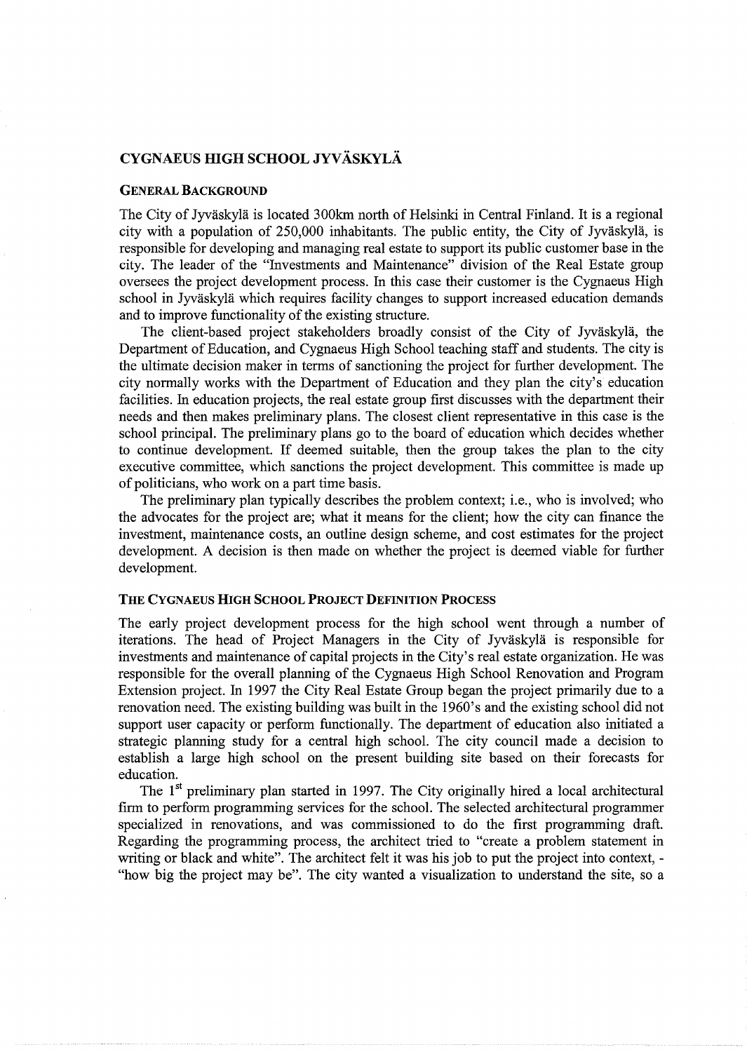## CYGNAEUS HIGH SCHOOL JYVÄSKYLÄ

### GENERAL BACKGROUND

The City of Jyväskylä is located 300km north of Helsinki in Central Finland. It is a regional city with a population of 250,000 inhabitants. The public entity, the City of Jyväskylä, is responsible for developing and managing real estate to support its public customer base in the city. The leader of the "Investments and Maintenance" division of the Real Estate group oversees the project development process. In this case their customer is the Cygnaeus High school in Jyväskylä which requires facility changes to support increased education demands and to improve functionality of the existing structure.

The client-based project stakeholders broadly consist of the City of Jyväskylä, the Department of Education, and Cygnaeus High School teaching staff and students. The city is the ultimate decision maker in terms of sanctioning the project for further development. The city normally works with the Department of Education and they plan the city's education facilities. In education projects, the real estate group first discusses with the department their needs and then makes preliminary plans. The closest client representative in this case is the school principal. The preliminary plans go to the board of education which decides whether to continue development. If deemed suitable, then the group takes the plan to the city executive committee, which sanctions the project development. This committee is made up of politicians, who work on a part time basis.

The preliminary plan typically describes the problem context; i.e., who is involved; who the advocates for the project are; what it means for the client; how the city can finance the investment, maintenance costs, an outline design scheme, and cost estimates for the project development. A decision is then made on whether the project is deemed viable for further development.

### THE CYGNAEUS HIGH SCHOOL PROJECT DEFINITION PROCESS

The early project development process for the high school went through a number of iterations. The head of Project Managers in the City of Jyväskylä is responsible for investments and maintenance of capital projects in the City's real estate organization. He was responsible for the overall planning of the Cygnaeus High School Renovation and Program Extension project. In 1997 the City Real Estate Group began the project primarily due to a renovation need. The existing building was built in the 1960's and the existing school did not support user capacity or perform functionally. The department of education also initiated a strategic planning study for a central high school. The city council made a decision to establish a large high school on the present building site based on their forecasts for education.

The 1st preliminary plan started in 1997. The City originally hired a local architectural firm to perform programming services for the school. The selected architectural programmer specialized in renovations, and was commissioned to do the first programming draft. Regarding the programming process, the architect tried to "create a problem statement in writing or black and white". The architect felt it was his job to put the project into context, - "how big the project may be". The city wanted a visualization to understand the site, so a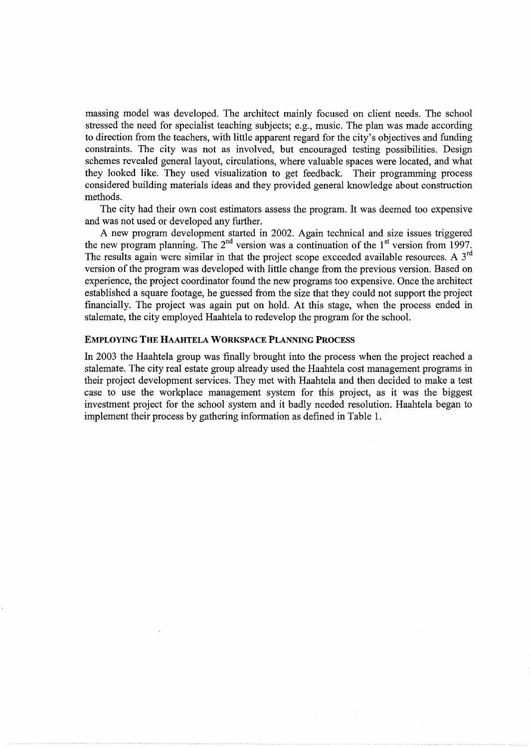massing model was developed. The architect mainly focused on client needs. The school stressed the need for specialist teaching subjects; e.g., music. The plan was made according to direction from the teachers, with little apparent regard for the city's objectives and funding constraints. The city was not as involved, but encouraged testing possibilities. Design schemes revealed general layout, circulations, where valuable spaces were located, and what they looked like. They used visualization to get feedback. Their programming process considered building materials ideas and they provided general knowledge about construction methods.

The city had their own cost estimators assess the program. It was deemed too expensive and was not used or developed any further.

A new program development started in 2002. Again technical and size issues triggered the new program planning. The 2nd version was a continuation of the 1st version from 1997. The results again were similar in that the project scope exceeded available resources. A 3rd version of the program was developed with little change from the previous version. Based on experience, the project coordinator found the new programs too expensive. Once the architect established a square footage, he guessed from the size that they could not support the project financially. The project was again put on hold. At this stage, when the process ended in stalemate, the city employed Haahtela to redevelop the program for the school.

### Employing The Haahtela Workspace Planning Process

In 2003 the Haahtela group was finally brought into the process when the project reached a stalemate. The city real estate group already used the Haahtela cost management programs in their project development services. They met with Haahtela and then decided to make a test case to use the workplace management system for this project, as it was the biggest investment project for the school system and it badly needed resolution. Haahtela began to implement their process by gathering information as defined in Table 1.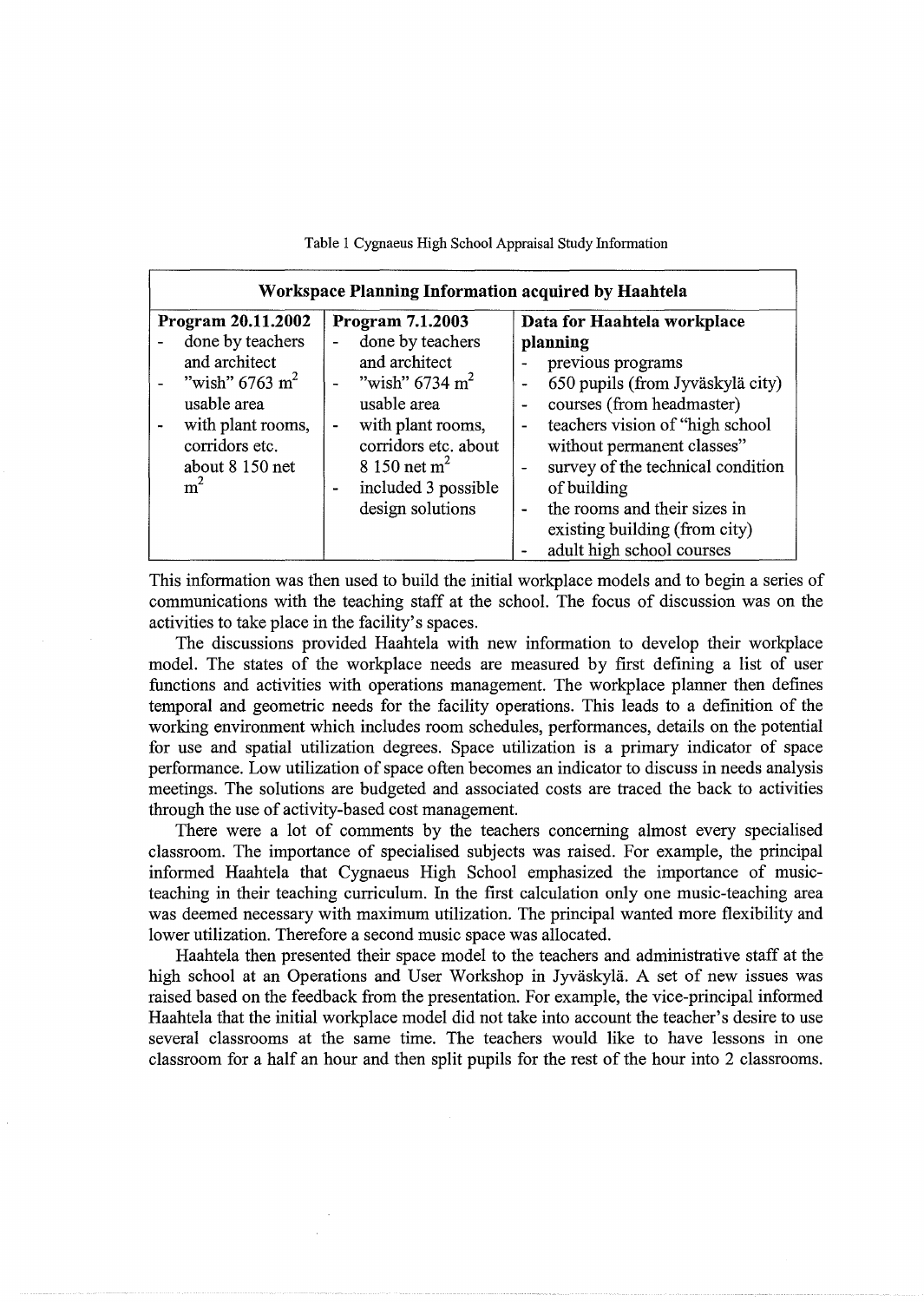Table 1 Cygnaeus High School Appraisal Study Information

| Workspace Planning Information acquired by Haahtela | | |
|---|---|---|
| **Program 20.11.2002**<br>- done by teachers and architect<br>- "wish" 6763 $m^2$ usable area<br>- with plant rooms, corridors etc. about 8 150 net $m^2$ | **Program 7.1.2003**<br>- done by teachers and architect<br>- "wish" 6734 $m^2$ usable area<br>- with plant rooms, corridors etc. about 8 150 net $m^2$<br>- included 3 possible design solutions | **Data for Haahtela workplace planning**<br>- previous programs<br>- 650 pupils (from Jyväskylä city)<br>- courses (from headmaster)<br>- teachers vision of "high school without permanent classes"<br>- survey of the technical condition of building<br>- the rooms and their sizes in existing building (from city)<br>- adult high school courses |

This information was then used to build the initial workplace models and to begin a series of communications with the teaching staff at the school. The focus of discussion was on the activities to take place in the facility's spaces.

The discussions provided Haahtela with new information to develop their workplace model. The states of the workplace needs are measured by first defining a list of user functions and activities with operations management. The workplace planner then defines temporal and geometric needs for the facility operations. This leads to a definition of the working environment which includes room schedules, performances, details on the potential for use and spatial utilization degrees. Space utilization is a primary indicator of space performance. Low utilization of space often becomes an indicator to discuss in needs analysis meetings. The solutions are budgeted and associated costs are traced the back to activities through the use of activity-based cost management.

There were a lot of comments by the teachers concerning almost every specialised classroom. The importance of specialised subjects was raised. For example, the principal informed Haahtela that Cygnaeus High School emphasized the importance of music-teaching in their teaching curriculum. In the first calculation only one music-teaching area was deemed necessary with maximum utilization. The principal wanted more flexibility and lower utilization. Therefore a second music space was allocated.

Haahtela then presented their space model to the teachers and administrative staff at the high school at an Operations and User Workshop in Jyväskylä. A set of new issues was raised based on the feedback from the presentation. For example, the vice-principal informed Haahtela that the initial workplace model did not take into account the teacher's desire to use several classrooms at the same time. The teachers would like to have lessons in one classroom for a half an hour and then split pupils for the rest of the hour into 2 classrooms.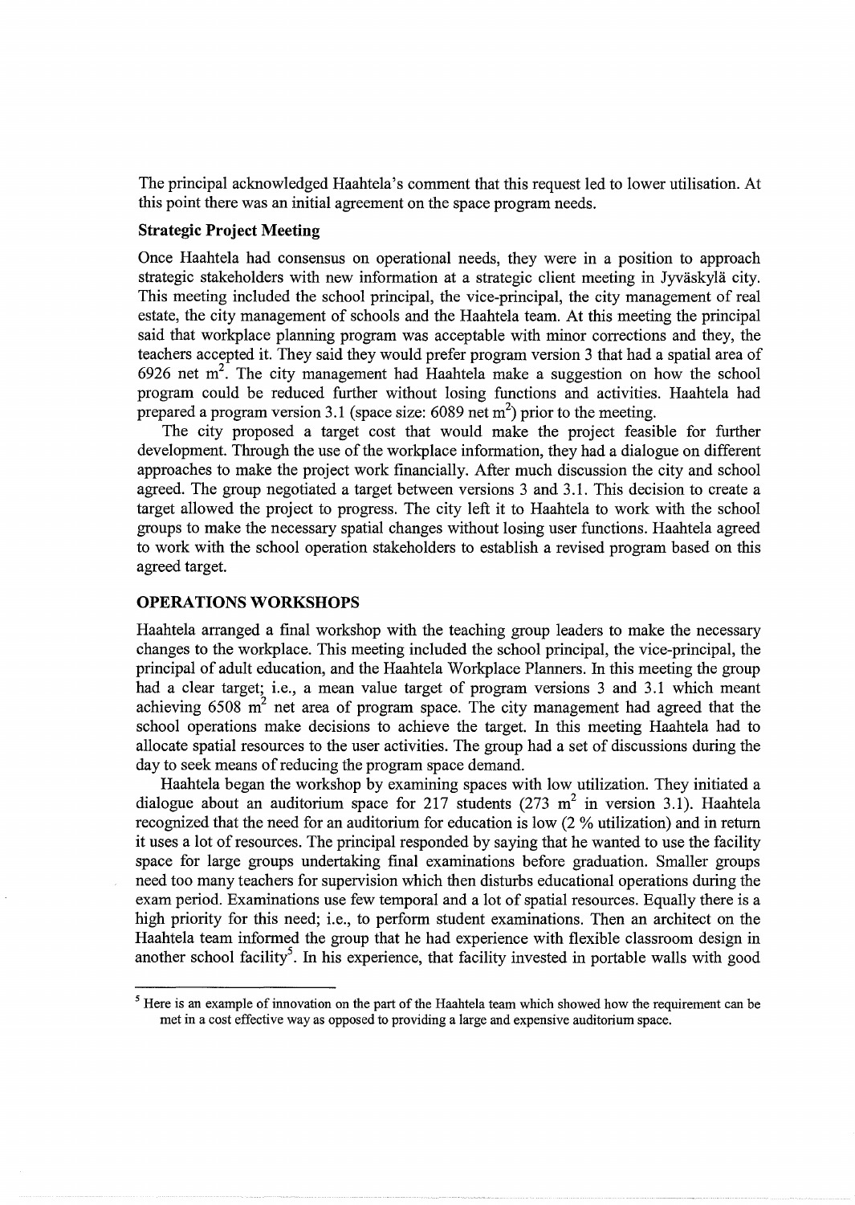The principal acknowledged Haahtela's comment that this request led to lower utilisation. At this point there was an initial agreement on the space program needs.

**Strategic Project Meeting**

Once Haahtela had consensus on operational needs, they were in a position to approach strategic stakeholders with new information at a strategic client meeting in Jyväskylä city. This meeting included the school principal, the vice-principal, the city management of real estate, the city management of schools and the Haahtela team. At this meeting the principal said that workplace planning program was acceptable with minor corrections and they, the teachers accepted it. They said they would prefer program version 3 that had a spatial area of 6926 net $m^2$. The city management had Haahtela make a suggestion on how the school program could be reduced further without losing functions and activities. Haahtela had prepared a program version 3.1 (space size: 6089 net $m^2$) prior to the meeting.

The city proposed a target cost that would make the project feasible for further development. Through the use of the workplace information, they had a dialogue on different approaches to make the project work financially. After much discussion the city and school agreed. The group negotiated a target between versions 3 and 3.1. This decision to create a target allowed the project to progress. The city left it to Haahtela to work with the school groups to make the necessary spatial changes without losing user functions. Haahtela agreed to work with the school operation stakeholders to establish a revised program based on this agreed target.

## OPERATIONS WORKSHOPS

Haahtela arranged a final workshop with the teaching group leaders to make the necessary changes to the workplace. This meeting included the school principal, the vice-principal, the principal of adult education, and the Haahtela Workplace Planners. In this meeting the group had a clear target; i.e., a mean value target of program versions 3 and 3.1 which meant achieving 6508 $m^2$ net area of program space. The city management had agreed that the school operations make decisions to achieve the target. In this meeting Haahtela had to allocate spatial resources to the user activities. The group had a set of discussions during the day to seek means of reducing the program space demand.

Haahtela began the workshop by examining spaces with low utilization. They initiated a dialogue about an auditorium space for 217 students (273 $m^2$ in version 3.1). Haahtela recognized that the need for an auditorium for education is low (2 % utilization) and in return it uses a lot of resources. The principal responded by saying that he wanted to use the facility space for large groups undertaking final examinations before graduation. Smaller groups need too many teachers for supervision which then disturbs educational operations during the exam period. Examinations use few temporal and a lot of spatial resources. Equally there is a high priority for this need; i.e., to perform student examinations. Then an architect on the Haahtela team informed the group that he had experience with flexible classroom design in another school facility[5]. In his experience, that facility invested in portable walls with good

[5] Here is an example of innovation on the part of the Haahtela team which showed how the requirement can be met in a cost effective way as opposed to providing a large and expensive auditorium space.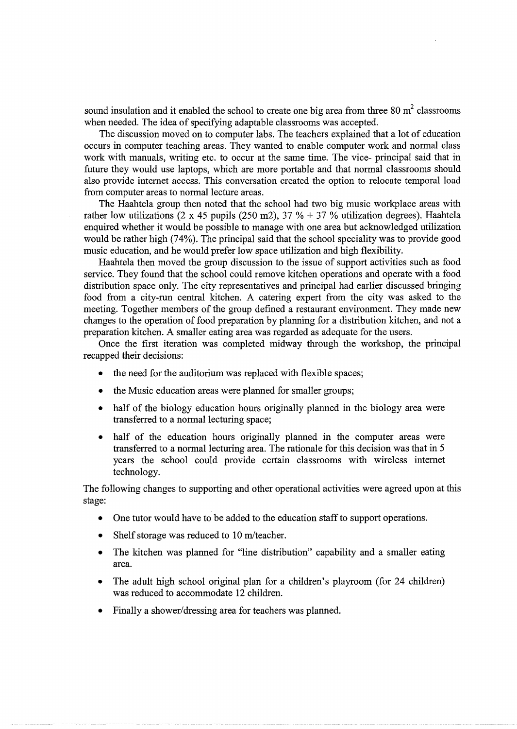sound insulation and it enabled the school to create one big area from three 80 $m^2$ classrooms when needed. The idea of specifying adaptable classrooms was accepted.

The discussion moved on to computer labs. The teachers explained that a lot of education occurs in computer teaching areas. They wanted to enable computer work and normal class work with manuals, writing etc. to occur at the same time. The vice- principal said that in future they would use laptops, which are more portable and that normal classrooms should also provide internet access. This conversation created the option to relocate temporal load from computer areas to normal lecture areas.

The Haahtela group then noted that the school had two big music workplace areas with rather low utilizations (2 x 45 pupils (250 m2), 37 % + 37 % utilization degrees). Haahtela enquired whether it would be possible to manage with one area but acknowledged utilization would be rather high (74%). The principal said that the school speciality was to provide good music education, and he would prefer low space utilization and high flexibility.

Haahtela then moved the group discussion to the issue of support activities such as food service. They found that the school could remove kitchen operations and operate with a food distribution space only. The city representatives and principal had earlier discussed bringing food from a city-run central kitchen. A catering expert from the city was asked to the meeting. Together members of the group defined a restaurant environment. They made new changes to the operation of food preparation by planning for a distribution kitchen, and not a preparation kitchen. A smaller eating area was regarded as adequate for the users.

Once the first iteration was completed midway through the workshop, the principal recapped their decisions:

- the need for the auditorium was replaced with flexible spaces;
- the Music education areas were planned for smaller groups;
- half of the biology education hours originally planned in the biology area were transferred to a normal lecturing space;
- half of the education hours originally planned in the computer areas were transferred to a normal lecturing area. The rationale for this decision was that in 5 years the school could provide certain classrooms with wireless internet technology.

The following changes to supporting and other operational activities were agreed upon at this stage:

- One tutor would have to be added to the education staff to support operations.
- Shelf storage was reduced to 10 m/teacher.
- The kitchen was planned for "line distribution" capability and a smaller eating area.
- The adult high school original plan for a children's playroom (for 24 children) was reduced to accommodate 12 children.
- Finally a shower/dressing area for teachers was planned.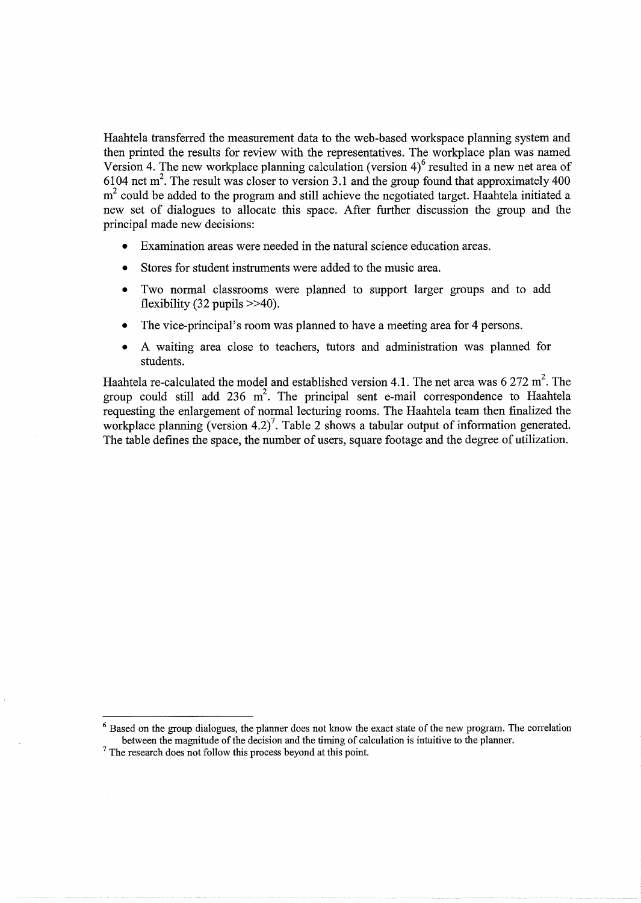Haahtela transferred the measurement data to the web-based workspace planning system and then printed the results for review with the representatives. The workplace plan was named Version 4. The new workplace planning calculation (version 4)[6] resulted in a new net area of 6104 net $m^2$. The result was closer to version 3.1 and the group found that approximately 400 $m^2$ could be added to the program and still achieve the negotiated target. Haahtela initiated a new set of dialogues to allocate this space. After further discussion the group and the principal made new decisions:

- Examination areas were needed in the natural science education areas.
- Stores for student instruments were added to the music area.
- Two normal classrooms were planned to support larger groups and to add flexibility (32 pupils >>40).
- The vice-principal's room was planned to have a meeting area for 4 persons.
- A waiting area close to teachers, tutors and administration was planned for students.

Haahtela re-calculated the model and established version 4.1. The net area was 6 272 $m^2$. The group could still add 236 $m^2$. The principal sent e-mail correspondence to Haahtela requesting the enlargement of normal lecturing rooms. The Haahtela team then finalized the workplace planning (version 4.2)[7]. Table 2 shows a tabular output of information generated. The table defines the space, the number of users, square footage and the degree of utilization.

---

[6] Based on the group dialogues, the planner does not know the exact state of the new program. The correlation between the magnitude of the decision and the timing of calculation is intuitive to the planner.

[7] The research does not follow this process beyond at this point.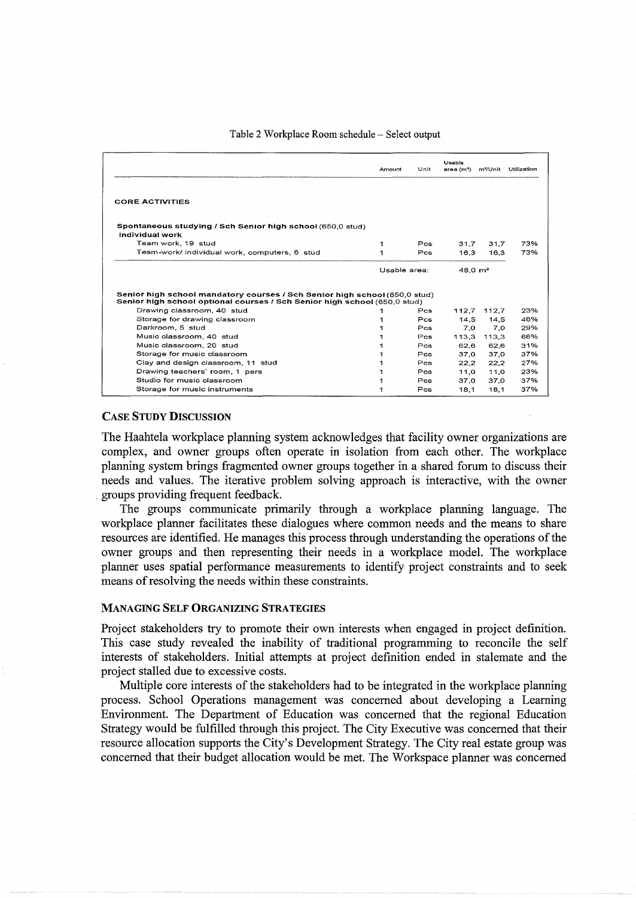Table 2 Workplace Room schedule – Select output

| | Amount | Unit | Usable area (m²) | m²/Unit | Utilization |
|---|---|---|---|---|---|
| **CORE ACTIVITIES** | | | | | |
| **Spontaneous studying / Sch Senior high school (650,0 stud)** | | | | | |
| **Individual work** | | | | | |
| Team work, 19 stud | 1 | Pcs | 31,7 | 31,7 | 73% |
| Team-work/ individual work, computers, 6 stud | 1 | Pcs | 16,3 | 16,3 | 73% |
| | Usable area: | | 48,0 m² | | |
| **Senior high school mandatory courses / Sch Senior high school (650,0 stud)** | | | | | |
| **Senior high school optional courses / Sch Senior high school (650,0 stud)** | | | | | |
| Drawing classroom, 40 stud | 1 | Pcs | 112,7 | 112,7 | 23% |
| Storage for drawing classroom | 1 | Pcs | 14,5 | 14,5 | 46% |
| Darkroom, 5 stud | 1 | Pcs | 7,0 | 7,0 | 29% |
| Music classroom, 40 stud | 1 | Pcs | 113,3 | 113,3 | 66% |
| Music classroom, 20 stud | 1 | Pcs | 62,6 | 62,6 | 31% |
| Storage for music classroom | 1 | Pcs | 37,0 | 37,0 | 37% |
| Clay and design classroom, 11 stud | 1 | Pcs | 22,2 | 22,2 | 27% |
| Drawing teachers' room, 1 pers | 1 | Pcs | 11,0 | 11,0 | 23% |
| Studio for music classroom | 1 | Pcs | 37,0 | 37,0 | 37% |
| Storage for music instruments | 1 | Pcs | 18,1 | 18,1 | 37% |

## CASE STUDY DISCUSSION

The Haahtela workplace planning system acknowledges that facility owner organizations are complex, and owner groups often operate in isolation from each other. The workplace planning system brings fragmented owner groups together in a shared forum to discuss their needs and values. The iterative problem solving approach is interactive, with the owner groups providing frequent feedback.

The groups communicate primarily through a workplace planning language. The workplace planner facilitates these dialogues where common needs and the means to share resources are identified. He manages this process through understanding the operations of the owner groups and then representing their needs in a workplace model. The workplace planner uses spatial performance measurements to identify project constraints and to seek means of resolving the needs within these constraints.

## MANAGING SELF ORGANIZING STRATEGIES

Project stakeholders try to promote their own interests when engaged in project definition. This case study revealed the inability of traditional programming to reconcile the self interests of stakeholders. Initial attempts at project definition ended in stalemate and the project stalled due to excessive costs.

Multiple core interests of the stakeholders had to be integrated in the workplace planning process. School Operations management was concerned about developing a Learning Environment. The Department of Education was concerned that the regional Education Strategy would be fulfilled through this project. The City Executive was concerned that their resource allocation supports the City's Development Strategy. The City real estate group was concerned that their budget allocation would be met. The Workspace planner was concerned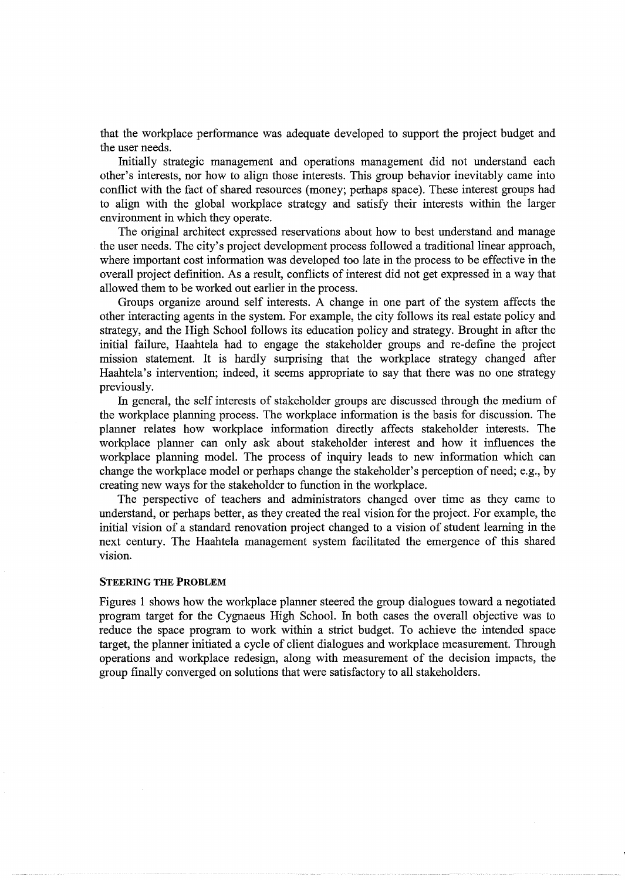that the workplace performance was adequate developed to support the project budget and the user needs.

Initially strategic management and operations management did not understand each other's interests, nor how to align those interests. This group behavior inevitably came into conflict with the fact of shared resources (money; perhaps space). These interest groups had to align with the global workplace strategy and satisfy their interests within the larger environment in which they operate.

The original architect expressed reservations about how to best understand and manage the user needs. The city's project development process followed a traditional linear approach, where important cost information was developed too late in the process to be effective in the overall project definition. As a result, conflicts of interest did not get expressed in a way that allowed them to be worked out earlier in the process.

Groups organize around self interests. A change in one part of the system affects the other interacting agents in the system. For example, the city follows its real estate policy and strategy, and the High School follows its education policy and strategy. Brought in after the initial failure, Haahtela had to engage the stakeholder groups and re-define the project mission statement. It is hardly surprising that the workplace strategy changed after Haahtela's intervention; indeed, it seems appropriate to say that there was no one strategy previously.

In general, the self interests of stakeholder groups are discussed through the medium of the workplace planning process. The workplace information is the basis for discussion. The planner relates how workplace information directly affects stakeholder interests. The workplace planner can only ask about stakeholder interest and how it influences the workplace planning model. The process of inquiry leads to new information which can change the workplace model or perhaps change the stakeholder's perception of need; e.g., by creating new ways for the stakeholder to function in the workplace.

The perspective of teachers and administrators changed over time as they came to understand, or perhaps better, as they created the real vision for the project. For example, the initial vision of a standard renovation project changed to a vision of student learning in the next century. The Haahtela management system facilitated the emergence of this shared vision.

### STEERING THE PROBLEM

Figures 1 shows how the workplace planner steered the group dialogues toward a negotiated program target for the Cygnaeus High School. In both cases the overall objective was to reduce the space program to work within a strict budget. To achieve the intended space target, the planner initiated a cycle of client dialogues and workplace measurement. Through operations and workplace redesign, along with measurement of the decision impacts, the group finally converged on solutions that were satisfactory to all stakeholders.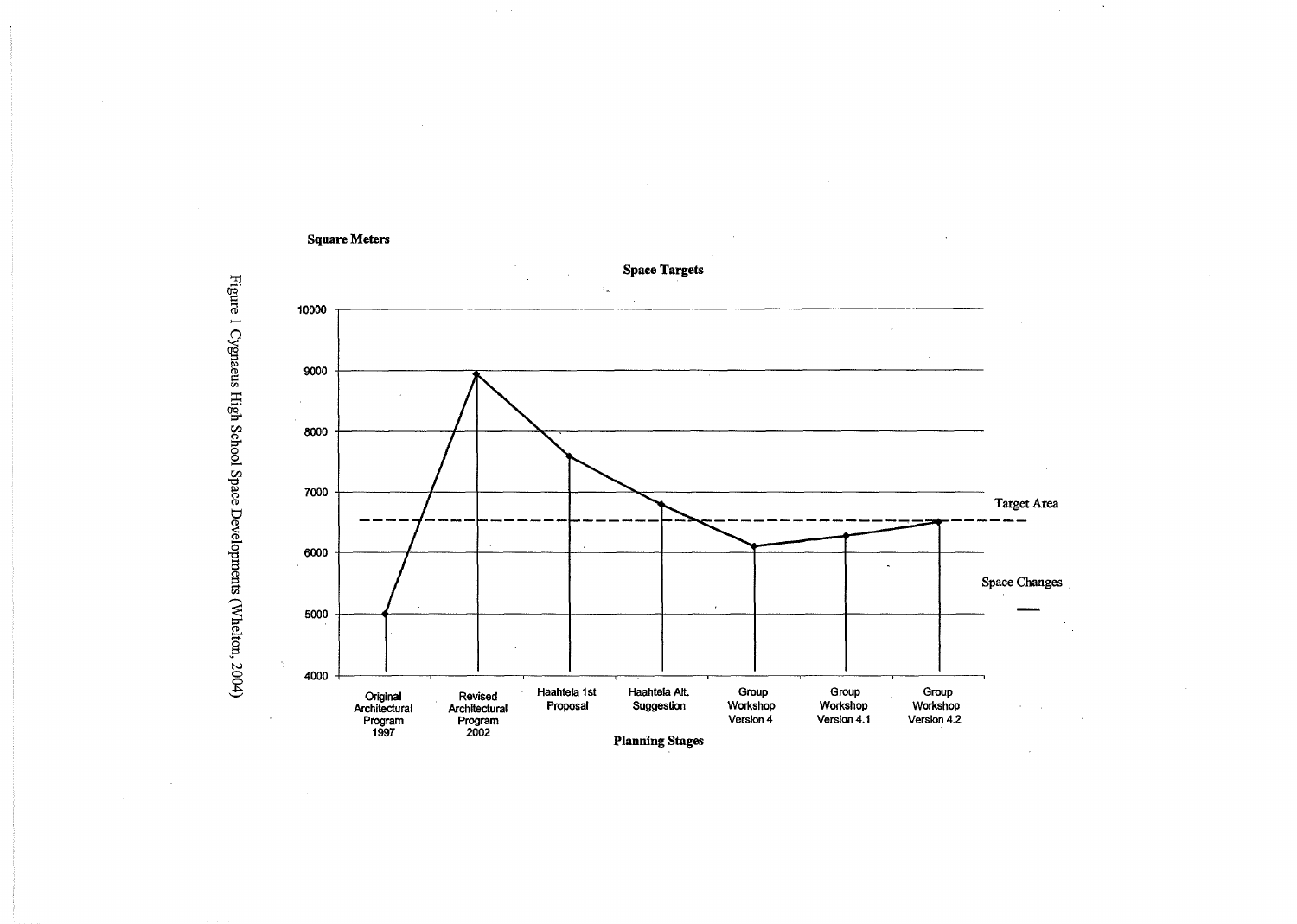**Square Meters**

**Space Targets**

10000

9000

8000

7000

6000

5000

4000

Target Area

Space Changes

Original Architectural Program 1997 | Revised Architectural Program 2002 | Haahtela 1st Proposal | Haahtela Alt. Suggestion | Group Workshop Version 4 | Group Workshop Version 4.1 | Group Workshop Version 4.2

**Planning Stages**

Figure 1 Cygnaeus High School Space Developments (Whelton, 2004)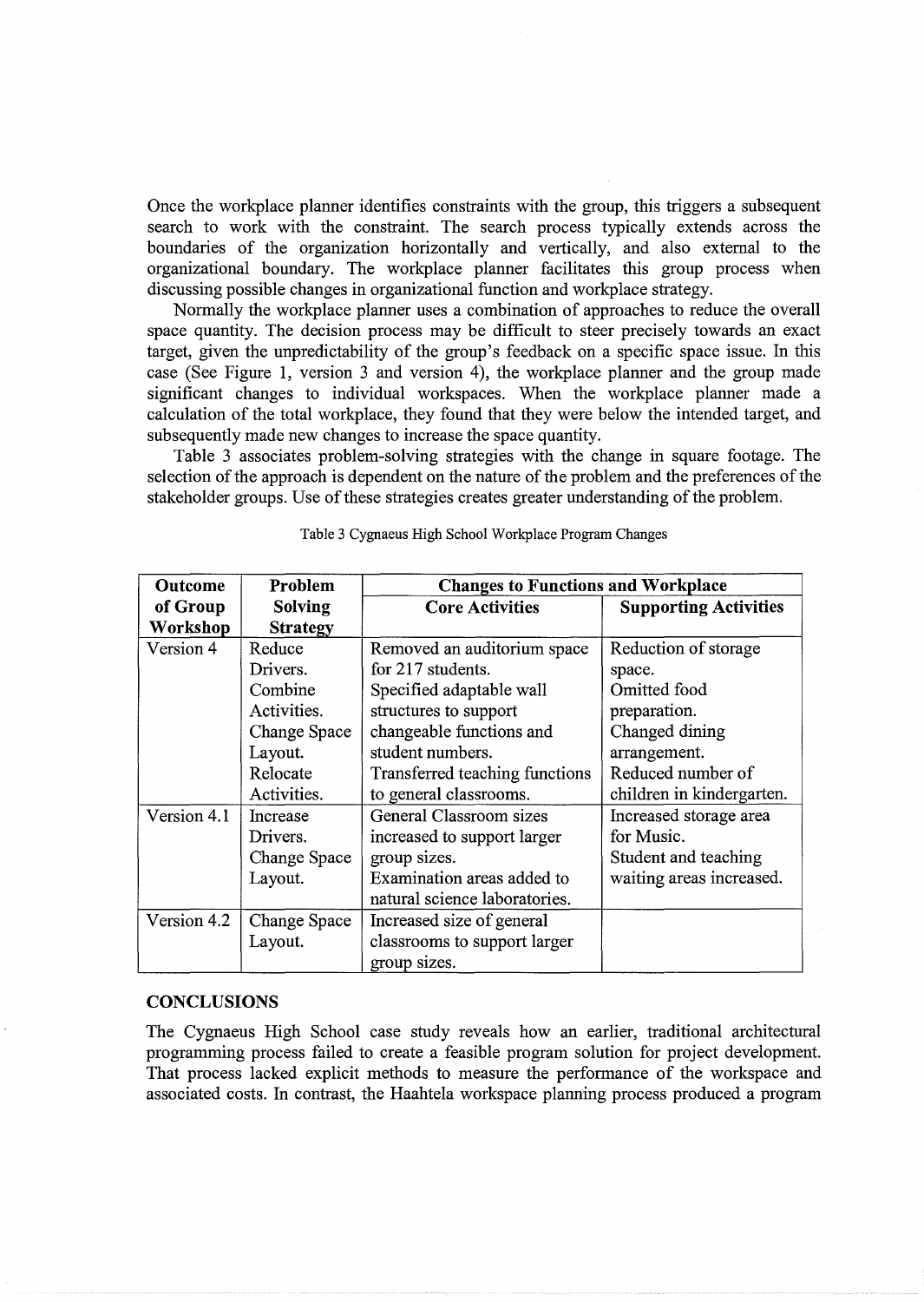Once the workplace planner identifies constraints with the group, this triggers a subsequent search to work with the constraint. The search process typically extends across the boundaries of the organization horizontally and vertically, and also external to the organizational boundary. The workplace planner facilitates this group process when discussing possible changes in organizational function and workplace strategy.

Normally the workplace planner uses a combination of approaches to reduce the overall space quantity. The decision process may be difficult to steer precisely towards an exact target, given the unpredictability of the group's feedback on a specific space issue. In this case (See Figure 1, version 3 and version 4), the workplace planner and the group made significant changes to individual workspaces. When the workplace planner made a calculation of the total workplace, they found that they were below the intended target, and subsequently made new changes to increase the space quantity.

Table 3 associates problem-solving strategies with the change in square footage. The selection of the approach is dependent on the nature of the problem and the preferences of the stakeholder groups. Use of these strategies creates greater understanding of the problem.

Table 3 Cygnaeus High School Workplace Program Changes

| Outcome of Group Workshop | Problem Solving Strategy | Changes to Functions and Workplace | |
|---|---|---|---|
| | | **Core Activities** | **Supporting Activities** |
| Version 4 | Reduce Drivers. Combine Activities. Change Space Layout. Relocate Activities. | Removed an auditorium space for 217 students. Specified adaptable wall structures to support changeable functions and student numbers. Transferred teaching functions to general classrooms. | Reduction of storage space. Omitted food preparation. Changed dining arrangement. Reduced number of children in kindergarten. |
| Version 4.1 | Increase Drivers. Change Space Layout. | General Classroom sizes increased to support larger group sizes. Examination areas added to natural science laboratories. | Increased storage area for Music. Student and teaching waiting areas increased. |
| Version 4.2 | Change Space Layout. | Increased size of general classrooms to support larger group sizes. | |

## CONCLUSIONS

The Cygnaeus High School case study reveals how an earlier, traditional architectural programming process failed to create a feasible program solution for project development. That process lacked explicit methods to measure the performance of the workspace and associated costs. In contrast, the Haahtela workspace planning process produced a program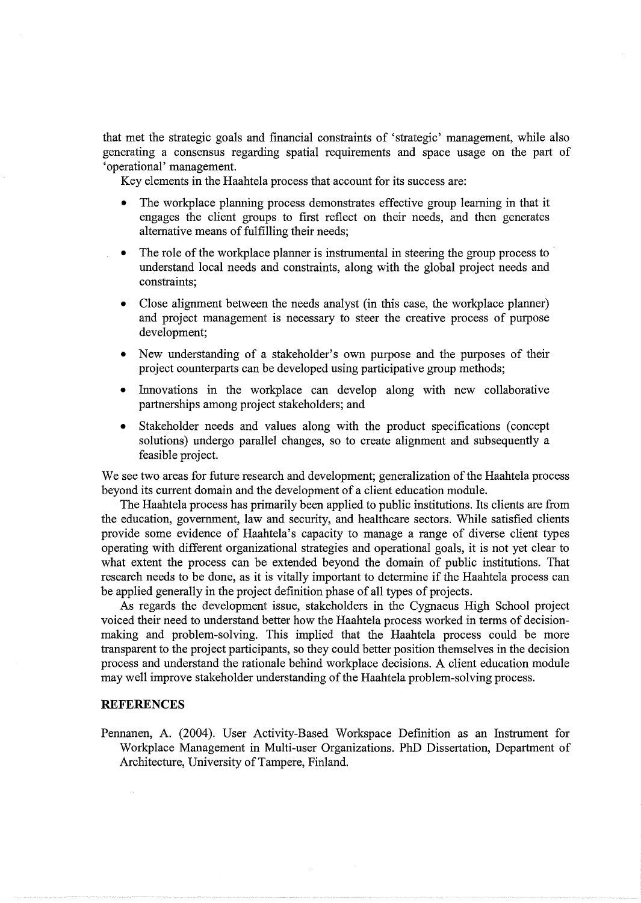that met the strategic goals and financial constraints of 'strategic' management, while also generating a consensus regarding spatial requirements and space usage on the part of 'operational' management.

Key elements in the Haahtela process that account for its success are:

- The workplace planning process demonstrates effective group learning in that it engages the client groups to first reflect on their needs, and then generates alternative means of fulfilling their needs;
- The role of the workplace planner is instrumental in steering the group process to understand local needs and constraints, along with the global project needs and constraints;
- Close alignment between the needs analyst (in this case, the workplace planner) and project management is necessary to steer the creative process of purpose development;
- New understanding of a stakeholder's own purpose and the purposes of their project counterparts can be developed using participative group methods;
- Innovations in the workplace can develop along with new collaborative partnerships among project stakeholders; and
- Stakeholder needs and values along with the product specifications (concept solutions) undergo parallel changes, so to create alignment and subsequently a feasible project.

We see two areas for future research and development; generalization of the Haahtela process beyond its current domain and the development of a client education module.

The Haahtela process has primarily been applied to public institutions. Its clients are from the education, government, law and security, and healthcare sectors. While satisfied clients provide some evidence of Haahtela's capacity to manage a range of diverse client types operating with different organizational strategies and operational goals, it is not yet clear to what extent the process can be extended beyond the domain of public institutions. That research needs to be done, as it is vitally important to determine if the Haahtela process can be applied generally in the project definition phase of all types of projects.

As regards the development issue, stakeholders in the Cygnaeus High School project voiced their need to understand better how the Haahtela process worked in terms of decision-making and problem-solving. This implied that the Haahtela process could be more transparent to the project participants, so they could better position themselves in the decision process and understand the rationale behind workplace decisions. A client education module may well improve stakeholder understanding of the Haahtela problem-solving process.

## REFERENCES

Pennanen, A. (2004). User Activity-Based Workspace Definition as an Instrument for Workplace Management in Multi-user Organizations. PhD Dissertation, Department of Architecture, University of Tampere, Finland.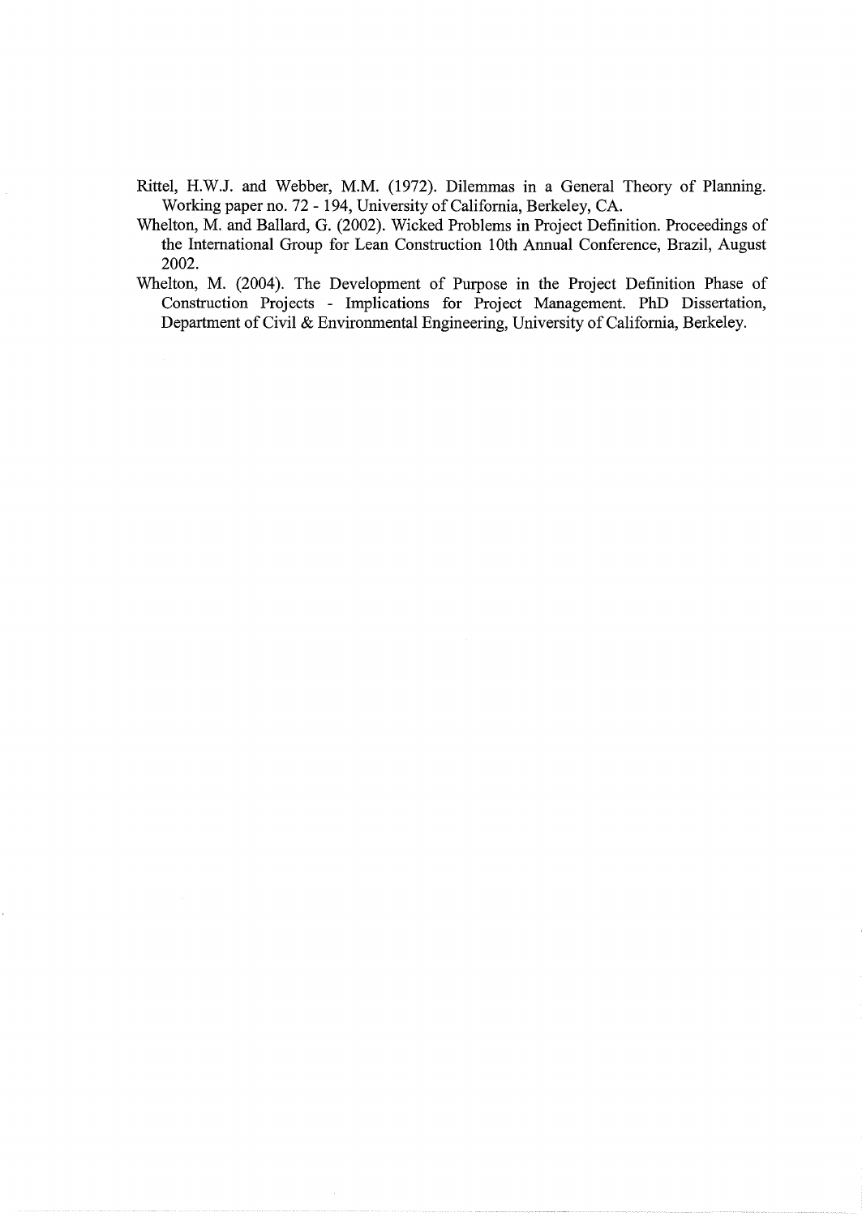Rittel, H.W.J. and Webber, M.M. (1972). Dilemmas in a General Theory of Planning. Working paper no. 72 - 194, University of California, Berkeley, CA.

Whelton, M. and Ballard, G. (2002). Wicked Problems in Project Definition. Proceedings of the International Group for Lean Construction 10th Annual Conference, Brazil, August 2002.

Whelton, M. (2004). The Development of Purpose in the Project Definition Phase of Construction Projects - Implications for Project Management. PhD Dissertation, Department of Civil & Environmental Engineering, University of California, Berkeley.